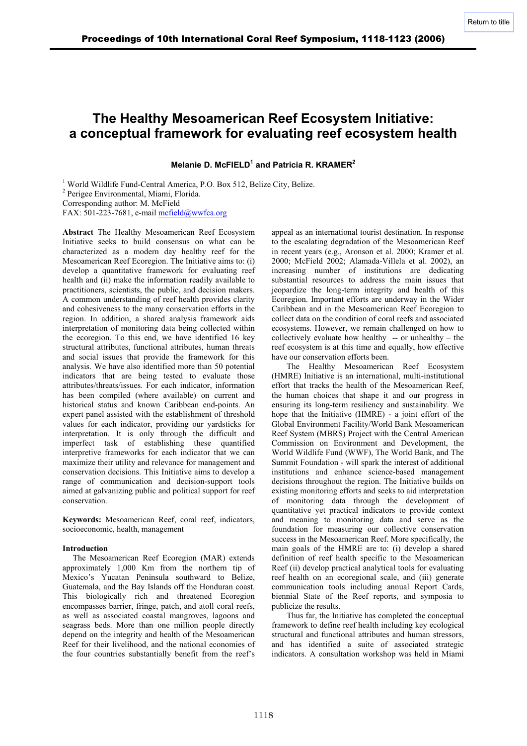# The Healthy Mesoamerican Reef Ecosystem Initiative: a conceptual framework for evaluating reef ecosystem health

**Melanie D. McFIELD[1] and Patricia R. KRAMER[2]**

[1] World Wildlife Fund-Central America, P.O. Box 512, Belize City, Belize.
[2] Perigee Environmental, Miami, Florida.
Corresponding author: M. McField
FAX: 501-223-7681, e-mail mcfield@wwfca.org

**Abstract** The Healthy Mesoamerican Reef Ecosystem Initiative seeks to build consensus on what can be characterized as a modern day healthy reef for the Mesoamerican Reef Ecoregion. The Initiative aims to: (i) develop a quantitative framework for evaluating reef health and (ii) make the information readily available to practitioners, scientists, the public, and decision makers. A common understanding of reef health provides clarity and cohesiveness to the many conservation efforts in the region. In addition, a shared analysis framework aids interpretation of monitoring data being collected within the ecoregion. To this end, we have identified 16 key structural attributes, functional attributes, human threats and social issues that provide the framework for this analysis. We have also identified more than 50 potential indicators that are being tested to evaluate those attributes/threats/issues. For each indicator, information has been compiled (where available) on current and historical status and known Caribbean end-points. An expert panel assisted with the establishment of threshold values for each indicator, providing our yardsticks for interpretation. It is only through the difficult and imperfect task of establishing these quantified interpretive frameworks for each indicator that we can maximize their utility and relevance for management and conservation decisions. This Initiative aims to develop a range of communication and decision-support tools aimed at galvanizing public and political support for reef conservation.

**Keywords:** Mesoamerican Reef, coral reef, indicators, socioeconomic, health, management

## Introduction

The Mesoamerican Reef Ecoregion (MAR) extends approximately 1,000 Km from the northern tip of Mexico's Yucatan Peninsula southward to Belize, Guatemala, and the Bay Islands off the Honduran coast. This biologically rich and threatened Ecoregion encompasses barrier, fringe, patch, and atoll coral reefs, as well as associated coastal mangroves, lagoons and seagrass beds. More than one million people directly depend on the integrity and health of the Mesoamerican Reef for their livelihood, and the national economies of the four countries substantially benefit from the reef's appeal as an international tourist destination. In response to the escalating degradation of the Mesoamerican Reef in recent years (e.g., Aronson et al. 2000; Kramer et al. 2000; McField 2002; Alamada-Villela et al. 2002), an increasing number of institutions are dedicating substantial resources to address the main issues that jeopardize the long-term integrity and health of this Ecoregion. Important efforts are underway in the Wider Caribbean and in the Mesoamerican Reef Ecoregion to collect data on the condition of coral reefs and associated ecosystems. However, we remain challenged on how to collectively evaluate how healthy -- or unhealthy – the reef ecosystem is at this time and equally, how effective have our conservation efforts been.

The Healthy Mesoamerican Reef Ecosystem (HMRE) Initiative is an international, multi-institutional effort that tracks the health of the Mesoamerican Reef, the human choices that shape it and our progress in ensuring its long-term resiliency and sustainability. We hope that the Initiative (HMRE) - a joint effort of the Global Environment Facility/World Bank Mesoamerican Reef System (MBRS) Project with the Central American Commission on Environment and Development, the World Wildlife Fund (WWF), The World Bank, and The Summit Foundation - will spark the interest of additional institutions and enhance science-based management decisions throughout the region. The Initiative builds on existing monitoring efforts and seeks to aid interpretation of monitoring data through the development of quantitative yet practical indicators to provide context and meaning to monitoring data and serve as the foundation for measuring our collective conservation success in the Mesoamerican Reef. More specifically, the main goals of the HMRE are to: (i) develop a shared definition of reef health specific to the Mesoamerican Reef (ii) develop practical analytical tools for evaluating reef health on an ecoregional scale, and (iii) generate communication tools including annual Report Cards, biennial State of the Reef reports, and symposia to publicize the results.

Thus far, the Initiative has completed the conceptual framework to define reef health including key ecological structural and functional attributes and human stressors, and has identified a suite of associated strategic indicators. A consultation workshop was held in Miami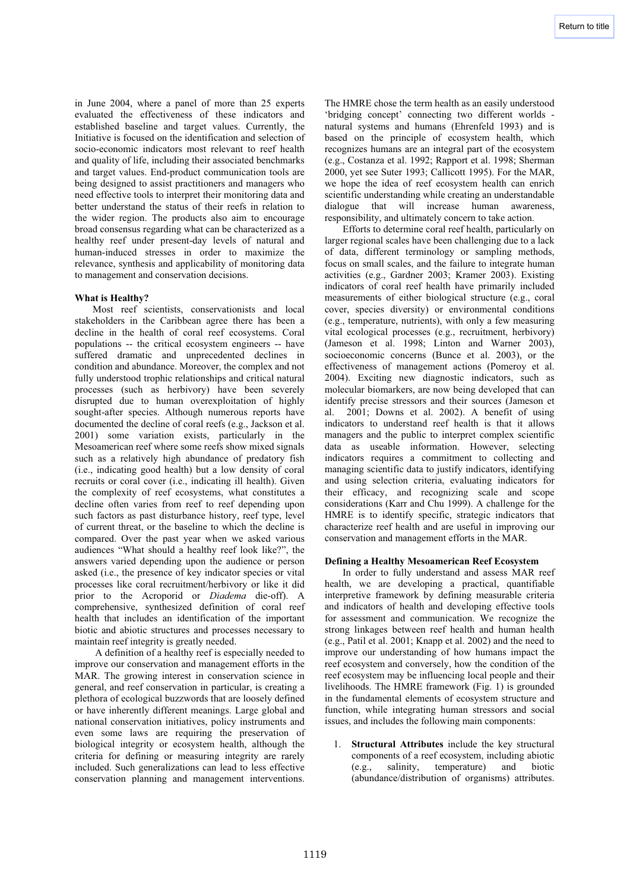in June 2004, where a panel of more than 25 experts evaluated the effectiveness of these indicators and established baseline and target values. Currently, the Initiative is focused on the identification and selection of socio-economic indicators most relevant to reef health and quality of life, including their associated benchmarks and target values. End-product communication tools are being designed to assist practitioners and managers who need effective tools to interpret their monitoring data and better understand the status of their reefs in relation to the wider region. The products also aim to encourage broad consensus regarding what can be characterized as a healthy reef under present-day levels of natural and human-induced stresses in order to maximize the relevance, synthesis and applicability of monitoring data to management and conservation decisions.

### What is Healthy?

Most reef scientists, conservationists and local stakeholders in the Caribbean agree there has been a decline in the health of coral reef ecosystems. Coral populations -- the critical ecosystem engineers -- have suffered dramatic and unprecedented declines in condition and abundance. Moreover, the complex and not fully understood trophic relationships and critical natural processes (such as herbivory) have been severely disrupted due to human overexploitation of highly sought-after species. Although numerous reports have documented the decline of coral reefs (e.g., Jackson et al. 2001) some variation exists, particularly in the Mesoamerican reef where some reefs show mixed signals such as a relatively high abundance of predatory fish (i.e., indicating good health) but a low density of coral recruits or coral cover (i.e., indicating ill health). Given the complexity of reef ecosystems, what constitutes a decline often varies from reef to reef depending upon such factors as past disturbance history, reef type, level of current threat, or the baseline to which the decline is compared. Over the past year when we asked various audiences "What should a healthy reef look like?", the answers varied depending upon the audience or person asked (i.e., the presence of key indicator species or vital processes like coral recruitment/herbivory or like it did prior to the Acroporid or *Diadema* die-off). A comprehensive, synthesized definition of coral reef health that includes an identification of the important biotic and abiotic structures and processes necessary to maintain reef integrity is greatly needed.

A definition of a healthy reef is especially needed to improve our conservation and management efforts in the MAR. The growing interest in conservation science in general, and reef conservation in particular, is creating a plethora of ecological buzzwords that are loosely defined or have inherently different meanings. Large global and national conservation initiatives, policy instruments and even some laws are requiring the preservation of biological integrity or ecosystem health, although the criteria for defining or measuring integrity are rarely included. Such generalizations can lead to less effective conservation planning and management interventions.

The HMRE chose the term health as an easily understood 'bridging concept' connecting two different worlds - natural systems and humans (Ehrenfeld 1993) and is based on the principle of ecosystem health, which recognizes humans are an integral part of the ecosystem (e.g., Costanza et al. 1992; Rapport et al. 1998; Sherman 2000, yet see Suter 1993; Callicott 1995). For the MAR, we hope the idea of reef ecosystem health can enrich scientific understanding while creating an understandable dialogue that will increase human awareness, responsibility, and ultimately concern to take action.

Efforts to determine coral reef health, particularly on larger regional scales have been challenging due to a lack of data, different terminology or sampling methods, focus on small scales, and the failure to integrate human activities (e.g., Gardner 2003; Kramer 2003). Existing indicators of coral reef health have primarily included measurements of either biological structure (e.g., coral cover, species diversity) or environmental conditions (e.g., temperature, nutrients), with only a few measuring vital ecological processes (e.g., recruitment, herbivory) (Jameson et al. 1998; Linton and Warner 2003), socioeconomic concerns (Bunce et al. 2003), or the effectiveness of management actions (Pomeroy et al. 2004). Exciting new diagnostic indicators, such as molecular biomarkers, are now being developed that can identify precise stressors and their sources (Jameson et al. 2001; Downs et al. 2002). A benefit of using indicators to understand reef health is that it allows managers and the public to interpret complex scientific data as useable information. However, selecting indicators requires a commitment to collecting and managing scientific data to justify indicators, identifying and using selection criteria, evaluating indicators for their efficacy, and recognizing scale and scope considerations (Karr and Chu 1999). A challenge for the HMRE is to identify specific, strategic indicators that characterize reef health and are useful in improving our conservation and management efforts in the MAR.

### Defining a Healthy Mesoamerican Reef Ecosystem

In order to fully understand and assess MAR reef health, we are developing a practical, quantifiable interpretive framework by defining measurable criteria and indicators of health and developing effective tools for assessment and communication. We recognize the strong linkages between reef health and human health (e.g., Patil et al. 2001; Knapp et al. 2002) and the need to improve our understanding of how humans impact the reef ecosystem and conversely, how the condition of the reef ecosystem may be influencing local people and their livelihoods. The HMRE framework (Fig. 1) is grounded in the fundamental elements of ecosystem structure and function, while integrating human stressors and social issues, and includes the following main components:

1. **Structural Attributes** include the key structural components of a reef ecosystem, including abiotic (e.g., salinity, temperature) and biotic (abundance/distribution of organisms) attributes.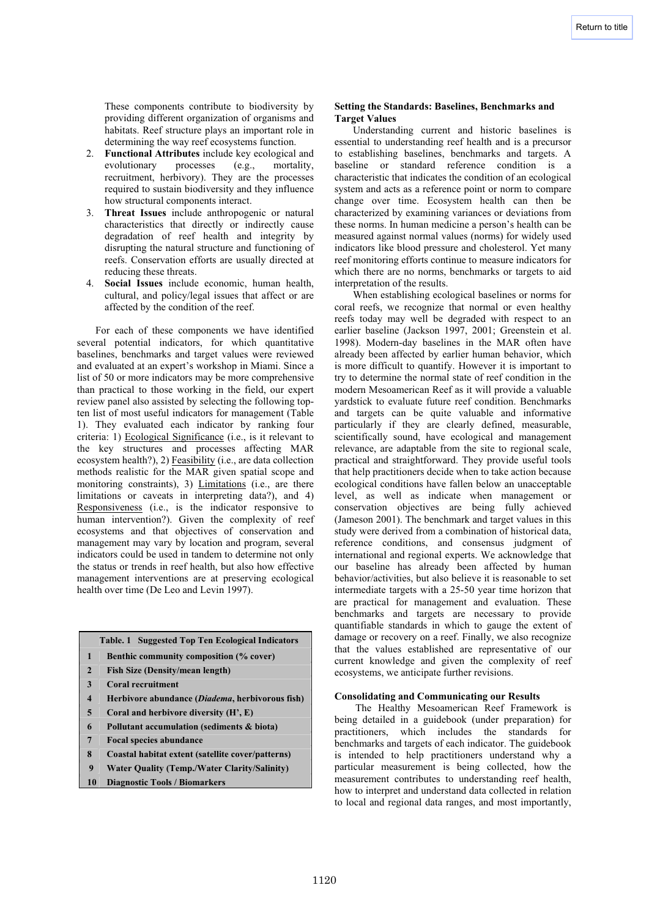These components contribute to biodiversity by providing different organization of organisms and habitats. Reef structure plays an important role in determining the way reef ecosystems function.

2. **Functional Attributes** include key ecological and evolutionary processes (e.g., mortality, recruitment, herbivory). They are the processes required to sustain biodiversity and they influence how structural components interact.
3. **Threat Issues** include anthropogenic or natural characteristics that directly or indirectly cause degradation of reef health and integrity by disrupting the natural structure and functioning of reefs. Conservation efforts are usually directed at reducing these threats.
4. **Social Issues** include economic, human health, cultural, and policy/legal issues that affect or are affected by the condition of the reef.

For each of these components we have identified several potential indicators, for which quantitative baselines, benchmarks and target values were reviewed and evaluated at an expert's workshop in Miami. Since a list of 50 or more indicators may be more comprehensive than practical to those working in the field, our expert review panel also assisted by selecting the following top-ten list of most useful indicators for management (Table 1). They evaluated each indicator by ranking four criteria: 1) Ecological Significance (i.e., is it relevant to the key structures and processes affecting MAR ecosystem health?), 2) Feasibility (i.e., are data collection methods realistic for the MAR given spatial scope and monitoring constraints), 3) Limitations (i.e., are there limitations or caveats in interpreting data?), and 4) Responsiveness (i.e., is the indicator responsive to human intervention?). Given the complexity of reef ecosystems and that objectives of conservation and management may vary by location and program, several indicators could be used in tandem to determine not only the status or trends in reef health, but also how effective management interventions are at preserving ecological health over time (De Leo and Levin 1997).

| Table. 1 Suggested Top Ten Ecological Indicators | |
|---|---|
| 1 | **Benthic community composition (% cover)** |
| 2 | **Fish Size (Density/mean length)** |
| 3 | **Coral recruitment** |
| 4 | **Herbivore abundance (*Diadema*, herbivorous fish)** |
| 5 | **Coral and herbivore diversity (H', E)** |
| 6 | **Pollutant accumulation (sediments & biota)** |
| 7 | **Focal species abundance** |
| 8 | **Coastal habitat extent (satellite cover/patterns)** |
| 9 | **Water Quality (Temp./Water Clarity/Salinity)** |
| 10 | **Diagnostic Tools / Biomarkers** |

## Setting the Standards: Baselines, Benchmarks and Target Values

Understanding current and historic baselines is essential to understanding reef health and is a precursor to establishing baselines, benchmarks and targets. A baseline or standard reference condition is a characteristic that indicates the condition of an ecological system and acts as a reference point or norm to compare change over time. Ecosystem health can then be characterized by examining variances or deviations from these norms. In human medicine a person's health can be measured against normal values (norms) for widely used indicators like blood pressure and cholesterol. Yet many reef monitoring efforts continue to measure indicators for which there are no norms, benchmarks or targets to aid interpretation of the results.

When establishing ecological baselines or norms for coral reefs, we recognize that normal or even healthy reefs today may well be degraded with respect to an earlier baseline (Jackson 1997, 2001; Greenstein et al. 1998). Modern-day baselines in the MAR often have already been affected by earlier human behavior, which is more difficult to quantify. However it is important to try to determine the normal state of reef condition in the modern Mesoamerican Reef as it will provide a valuable yardstick to evaluate future reef condition. Benchmarks and targets can be quite valuable and informative particularly if they are clearly defined, measurable, scientifically sound, have ecological and management relevance, are adaptable from the site to regional scale, practical and straightforward. They provide useful tools that help practitioners decide when to take action because ecological conditions have fallen below an unacceptable level, as well as indicate when management or conservation objectives are being fully achieved (Jameson 2001). The benchmark and target values in this study were derived from a combination of historical data, reference conditions, and consensus judgment of international and regional experts. We acknowledge that our baseline has already been affected by human behavior/activities, but also believe it is reasonable to set intermediate targets with a 25-50 year time horizon that are practical for management and evaluation. These benchmarks and targets are necessary to provide quantifiable standards in which to gauge the extent of damage or recovery on a reef. Finally, we also recognize that the values established are representative of our current knowledge and given the complexity of reef ecosystems, we anticipate further revisions.

## Consolidating and Communicating our Results

The Healthy Mesoamerican Reef Framework is being detailed in a guidebook (under preparation) for practitioners, which includes the standards for benchmarks and targets of each indicator. The guidebook is intended to help practitioners understand why a particular measurement is being collected, how the measurement contributes to understanding reef health, how to interpret and understand data collected in relation to local and regional data ranges, and most importantly,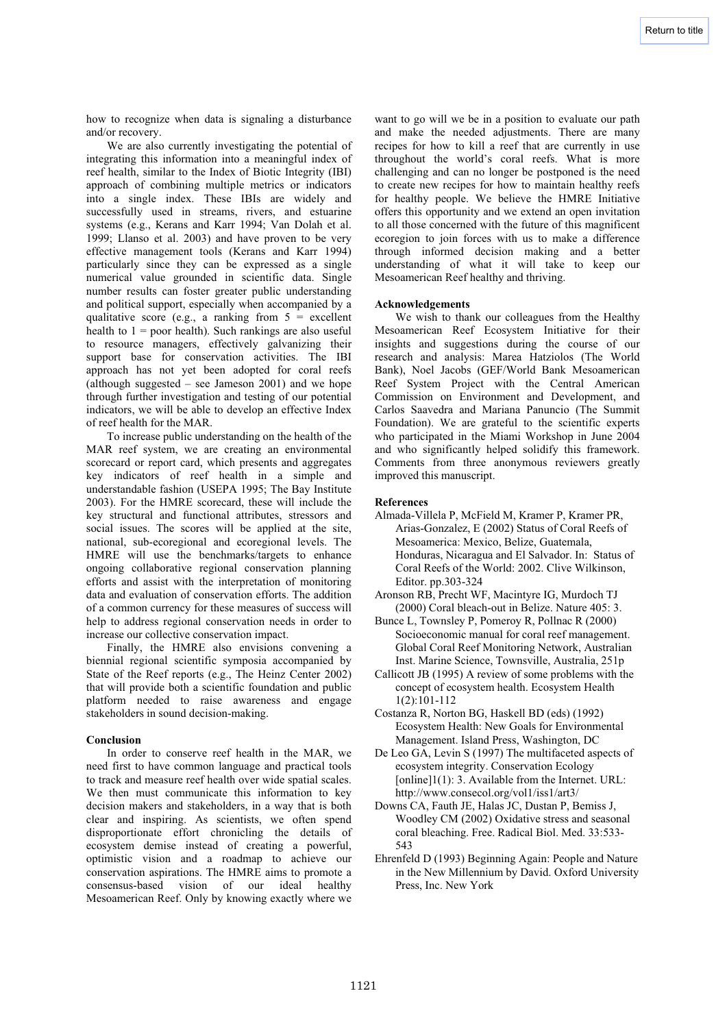how to recognize when data is signaling a disturbance and/or recovery.

We are also currently investigating the potential of integrating this information into a meaningful index of reef health, similar to the Index of Biotic Integrity (IBI) approach of combining multiple metrics or indicators into a single index. These IBIs are widely and successfully used in streams, rivers, and estuarine systems (e.g., Kerans and Karr 1994; Van Dolah et al. 1999; Llanso et al. 2003) and have proven to be very effective management tools (Kerans and Karr 1994) particularly since they can be expressed as a single numerical value grounded in scientific data. Single number results can foster greater public understanding and political support, especially when accompanied by a qualitative score (e.g., a ranking from 5 = excellent health to 1 = poor health). Such rankings are also useful to resource managers, effectively galvanizing their support base for conservation activities. The IBI approach has not yet been adopted for coral reefs (although suggested – see Jameson 2001) and we hope through further investigation and testing of our potential indicators, we will be able to develop an effective Index of reef health for the MAR.

To increase public understanding on the health of the MAR reef system, we are creating an environmental scorecard or report card, which presents and aggregates key indicators of reef health in a simple and understandable fashion (USEPA 1995; The Bay Institute 2003). For the HMRE scorecard, these will include the key structural and functional attributes, stressors and social issues. The scores will be applied at the site, national, sub-ecoregional and ecoregional levels. The HMRE will use the benchmarks/targets to enhance ongoing collaborative regional conservation planning efforts and assist with the interpretation of monitoring data and evaluation of conservation efforts. The addition of a common currency for these measures of success will help to address regional conservation needs in order to increase our collective conservation impact.

Finally, the HMRE also envisions convening a biennial regional scientific symposia accompanied by State of the Reef reports (e.g., The Heinz Center 2002) that will provide both a scientific foundation and public platform needed to raise awareness and engage stakeholders in sound decision-making.

## Conclusion

In order to conserve reef health in the MAR, we need first to have common language and practical tools to track and measure reef health over wide spatial scales. We then must communicate this information to key decision makers and stakeholders, in a way that is both clear and inspiring. As scientists, we often spend disproportionate effort chronicling the details of ecosystem demise instead of creating a powerful, optimistic vision and a roadmap to achieve our conservation aspirations. The HMRE aims to promote a consensus-based vision of our ideal healthy Mesoamerican Reef. Only by knowing exactly where we want to go will we be in a position to evaluate our path and make the needed adjustments. There are many recipes for how to kill a reef that are currently in use throughout the world's coral reefs. What is more challenging and can no longer be postponed is the need to create new recipes for how to maintain healthy reefs for healthy people. We believe the HMRE Initiative offers this opportunity and we extend an open invitation to all those concerned with the future of this magnificent ecoregion to join forces with us to make a difference through informed decision making and a better understanding of what it will take to keep our Mesoamerican Reef healthy and thriving.

## Acknowledgements

We wish to thank our colleagues from the Healthy Mesoamerican Reef Ecosystem Initiative for their insights and suggestions during the course of our research and analysis: Marea Hatziolos (The World Bank), Noel Jacobs (GEF/World Bank Mesoamerican Reef System Project with the Central American Commission on Environment and Development, and Carlos Saavedra and Mariana Panuncio (The Summit Foundation). We are grateful to the scientific experts who participated in the Miami Workshop in June 2004 and who significantly helped solidify this framework. Comments from three anonymous reviewers greatly improved this manuscript.

## References

Almada-Villela P, McField M, Kramer P, Kramer PR, Arias-Gonzalez, E (2002) Status of Coral Reefs of Mesoamerica: Mexico, Belize, Guatemala, Honduras, Nicaragua and El Salvador. In: Status of Coral Reefs of the World: 2002. Clive Wilkinson, Editor. pp.303-324

Aronson RB, Precht WF, Macintyre IG, Murdoch TJ (2000) Coral bleach-out in Belize. Nature 405: 3.

Bunce L, Townsley P, Pomeroy R, Pollnac R (2000) Socioeconomic manual for coral reef management. Global Coral Reef Monitoring Network, Australian Inst. Marine Science, Townsville, Australia, 251p

Callicott JB (1995) A review of some problems with the concept of ecosystem health. Ecosystem Health 1(2):101-112

Costanza R, Norton BG, Haskell BD (eds) (1992) Ecosystem Health: New Goals for Environmental Management. Island Press, Washington, DC

De Leo GA, Levin S (1997) The multifaceted aspects of ecosystem integrity. Conservation Ecology [online]1(1): 3. Available from the Internet. URL: http://www.consecol.org/vol1/iss1/art3/

Downs CA, Fauth JE, Halas JC, Dustan P, Bemiss J, Woodley CM (2002) Oxidative stress and seasonal coral bleaching. Free. Radical Biol. Med. 33:533-543

Ehrenfeld D (1993) Beginning Again: People and Nature in the New Millennium by David. Oxford University Press, Inc. New York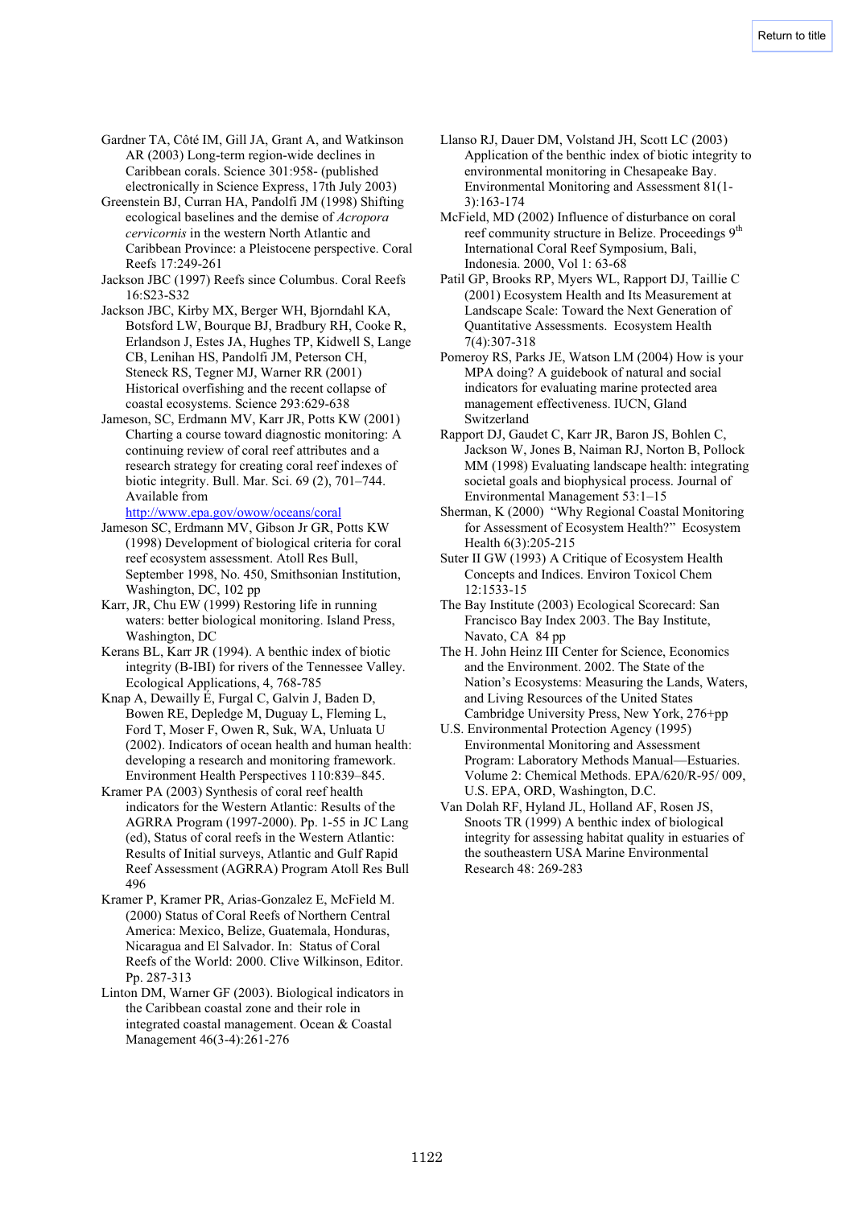Gardner TA, Côté IM, Gill JA, Grant A, and Watkinson AR (2003) Long-term region-wide declines in Caribbean corals. Science 301:958- (published electronically in Science Express, 17th July 2003)

Greenstein BJ, Curran HA, Pandolfi JM (1998) Shifting ecological baselines and the demise of *Acropora cervicornis* in the western North Atlantic and Caribbean Province: a Pleistocene perspective. Coral Reefs 17:249-261

Jackson JBC (1997) Reefs since Columbus. Coral Reefs 16:S23-S32

Jackson JBC, Kirby MX, Berger WH, Bjorndahl KA, Botsford LW, Bourque BJ, Bradbury RH, Cooke R, Erlandson J, Estes JA, Hughes TP, Kidwell S, Lange CB, Lenihan HS, Pandolfi JM, Peterson CH, Steneck RS, Tegner MJ, Warner RR (2001) Historical overfishing and the recent collapse of coastal ecosystems. Science 293:629-638

Jameson, SC, Erdmann MV, Karr JR, Potts KW (2001) Charting a course toward diagnostic monitoring: A continuing review of coral reef attributes and a research strategy for creating coral reef indexes of biotic integrity. Bull. Mar. Sci. 69 (2), 701–744. Available from http://www.epa.gov/owow/oceans/coral

Jameson SC, Erdmann MV, Gibson Jr GR, Potts KW (1998) Development of biological criteria for coral reef ecosystem assessment. Atoll Res Bull, September 1998, No. 450, Smithsonian Institution, Washington, DC, 102 pp

Karr, JR, Chu EW (1999) Restoring life in running waters: better biological monitoring. Island Press, Washington, DC

Kerans BL, Karr JR (1994). A benthic index of biotic integrity (B-IBI) for rivers of the Tennessee Valley. Ecological Applications, 4, 768-785

Knap A, Dewailly É, Furgal C, Galvin J, Baden D, Bowen RE, Depledge M, Duguay L, Fleming L, Ford T, Moser F, Owen R, Suk, WA, Unluata U (2002). Indicators of ocean health and human health: developing a research and monitoring framework. Environment Health Perspectives 110:839–845.

Kramer PA (2003) Synthesis of coral reef health indicators for the Western Atlantic: Results of the AGRRA Program (1997-2000). Pp. 1-55 in JC Lang (ed), Status of coral reefs in the Western Atlantic: Results of Initial surveys, Atlantic and Gulf Rapid Reef Assessment (AGRRA) Program Atoll Res Bull 496

Kramer P, Kramer PR, Arias-Gonzalez E, McField M. (2000) Status of Coral Reefs of Northern Central America: Mexico, Belize, Guatemala, Honduras, Nicaragua and El Salvador. In: Status of Coral Reefs of the World: 2000. Clive Wilkinson, Editor. Pp. 287-313

Linton DM, Warner GF (2003). Biological indicators in the Caribbean coastal zone and their role in integrated coastal management. Ocean & Coastal Management 46(3-4):261-276

Llanso RJ, Dauer DM, Volstand JH, Scott LC (2003) Application of the benthic index of biotic integrity to environmental monitoring in Chesapeake Bay. Environmental Monitoring and Assessment 81(1-3):163-174

McField, MD (2002) Influence of disturbance on coral reef community structure in Belize. Proceedings 9th International Coral Reef Symposium, Bali, Indonesia. 2000, Vol 1: 63-68

Patil GP, Brooks RP, Myers WL, Rapport DJ, Taillie C (2001) Ecosystem Health and Its Measurement at Landscape Scale: Toward the Next Generation of Quantitative Assessments. Ecosystem Health 7(4):307-318

Pomeroy RS, Parks JE, Watson LM (2004) How is your MPA doing? A guidebook of natural and social indicators for evaluating marine protected area management effectiveness. IUCN, Gland Switzerland

Rapport DJ, Gaudet C, Karr JR, Baron JS, Bohlen C, Jackson W, Jones B, Naiman RJ, Norton B, Pollock MM (1998) Evaluating landscape health: integrating societal goals and biophysical process. Journal of Environmental Management 53:1–15

Sherman, K (2000) "Why Regional Coastal Monitoring for Assessment of Ecosystem Health?" Ecosystem Health 6(3):205-215

Suter II GW (1993) A Critique of Ecosystem Health Concepts and Indices. Environ Toxicol Chem 12:1533-15

The Bay Institute (2003) Ecological Scorecard: San Francisco Bay Index 2003. The Bay Institute, Navato, CA 84 pp

The H. John Heinz III Center for Science, Economics and the Environment. 2002. The State of the Nation's Ecosystems: Measuring the Lands, Waters, and Living Resources of the United States Cambridge University Press, New York, 276+pp

U.S. Environmental Protection Agency (1995) Environmental Monitoring and Assessment Program: Laboratory Methods Manual—Estuaries. Volume 2: Chemical Methods. EPA/620/R-95/ 009, U.S. EPA, ORD, Washington, D.C.

Van Dolah RF, Hyland JL, Holland AF, Rosen JS, Snoots TR (1999) A benthic index of biological integrity for assessing habitat quality in estuaries of the southeastern USA Marine Environmental Research 48: 269-283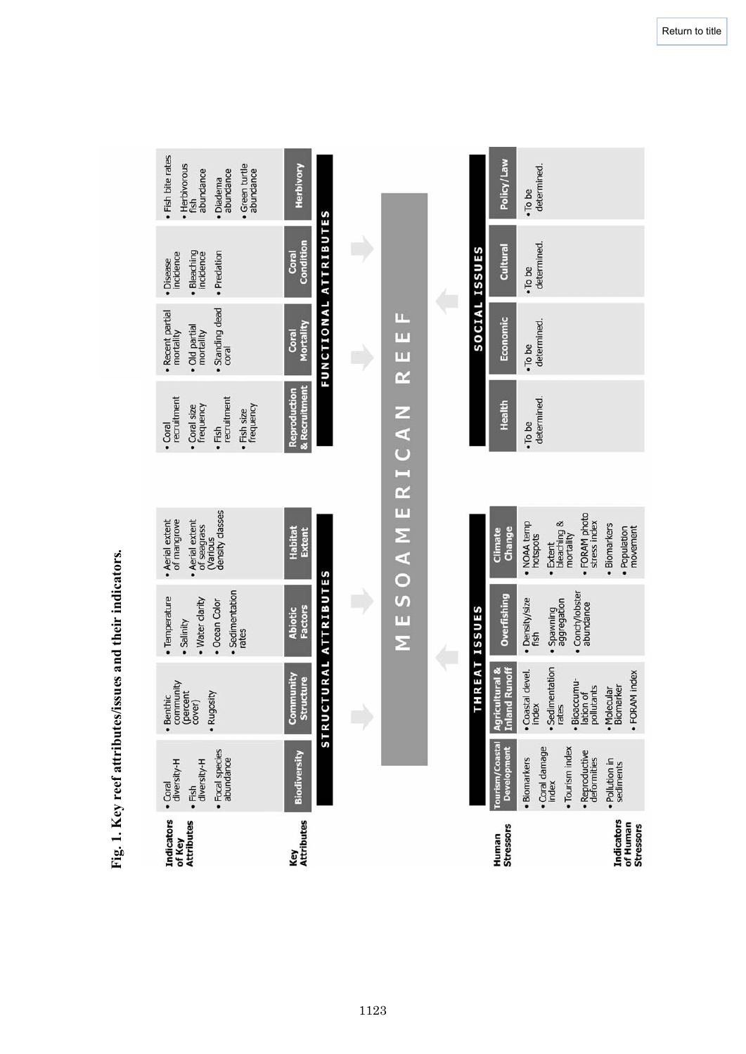Fig. 1. Key reef attributes/issues and their indicators.

Indicators of Key Attributes

Key Attributes

STRUCTURAL ATTRIBUTES

Biodiversity
- Coral diversity-H
- Fish diversity-H
- Focal species abundance

Community Structure
- Benthic community (percent cover)
- Rugosity

Abiotic Factors
- Temperature
- Salinity
- Water clarity
- Ocean Color
- Sedimentation rates

Habitat Extent
- Aerial extent of mangrove
- Aerial extent of seagrass (Various density classes)

FUNCTIONAL ATTRIBUTES

Reproduction & Recruitment
- Coral recruitment
- Coral size frequency
- Fish recruitment
- Fish size frequency

Coral Mortality
- Recent partial mortality
- Old partial mortality
- Standing dead coral

Coral Condition
- Disease incidence
- Bleaching incidence
- Predation

Herbivory
- Fish bite rates
- Herbivorous fish abundance
- Diadema abundance
- Green turtle abundance

MESOAMERICAN REEF

Human Stressors

Indicators of Human Stressors

THREAT ISSUES

Tourism/Coastal Development
- Biomarkers
- Coral damage index
- Tourism index
- Reproductive deformities
- Pollution in sediments

Agricultural & Inland Runoff
- Coastal devel. index
- Sedimentation rates
- Bioaccumulation of pollutants
- Molecular Biomarker
- FORAM index

Overfishing
- Density/size fish
- Spawning aggregation
- Conch/lobster abundance

Climate Change
- NOAA temp hotspots
- Extent bleaching & mortality
- FORAM photo stress index
- Biomarkers
- Population movement

SOCIAL ISSUES

Health
- To be determined.

Economic
- To be determined.

Cultural
- To be determined.

Policy/Law
- To be determined.